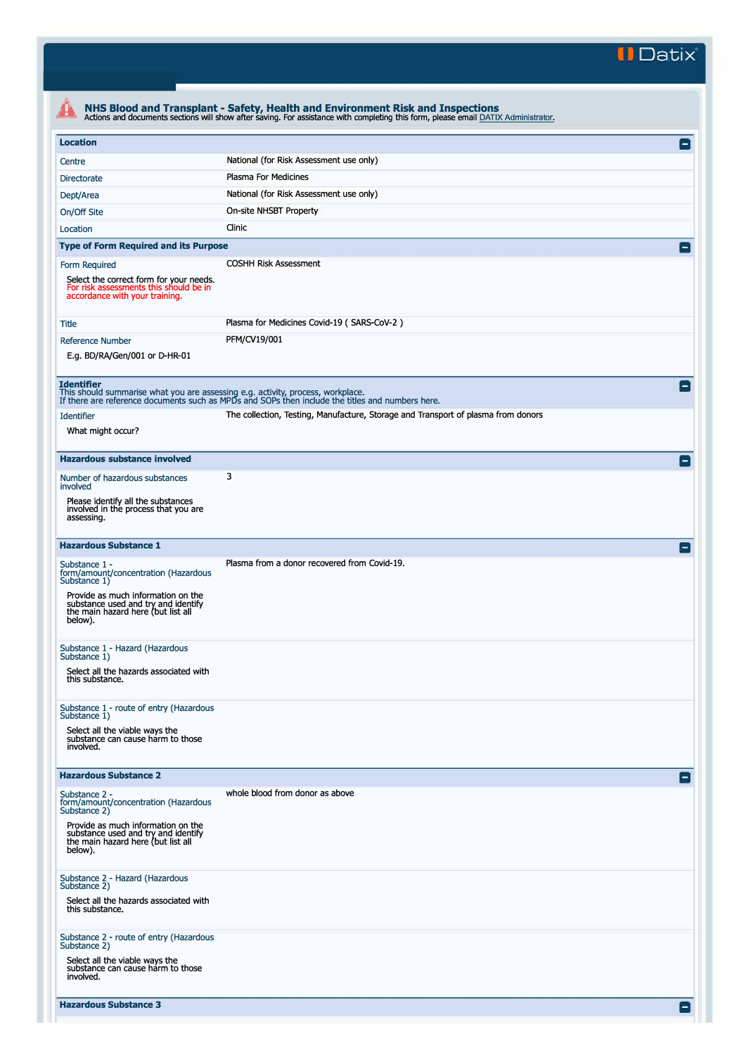## NHS Blood and Transplant - Safety, Health and Environment Risk and Inspections

Actions and documents sections will show after saving. For assistance with completing this form, please email DATIX Administrator.

### Location

| | |
|---|---|
| Centre | National (for Risk Assessment use only) |
| Directorate | Plasma For Medicines |
| Dept/Area | National (for Risk Assessment use only) |
| On/Off Site | On-site NHSBT Property |
| Location | Clinic |

### Type of Form Required and its Purpose

| | |
|---|---|
| Form Required<br>Select the correct form for your needs. For risk assessments this should be in accordance with your training. | COSHH Risk Assessment |
| Title | Plasma for Medicines Covid-19 ( SARS-CoV-2 ) |
| Reference Number<br>E.g. BD/RA/Gen/001 or D-HR-01 | PFM/CV19/001 |

### Identifier

This should summarise what you are assessing e.g. activity, process, workplace.
If there are reference documents such as MPDs and SOPs then include the titles and numbers here.

| | |
|---|---|
| Identifier<br>What might occur? | The collection, Testing, Manufacture, Storage and Transport of plasma from donors |

### Hazardous substance involved

| | |
|---|---|
| Number of hazardous substances involved<br>Please identify all the substances involved in the process that you are assessing. | 3 |

### Hazardous Substance 1

| | |
|---|---|
| Substance 1 - form/amount/concentration (Hazardous Substance 1)<br>Provide as much information on the substance used and try and identify the main hazard here (but list all below). | Plasma from a donor recovered from Covid-19. |
| Substance 1 - Hazard (Hazardous Substance 1)<br>Select all the hazards associated with this substance. | |
| Substance 1 - route of entry (Hazardous Substance 1)<br>Select all the viable ways the substance can cause harm to those involved. | |

### Hazardous Substance 2

| | |
|---|---|
| Substance 2 - form/amount/concentration (Hazardous Substance 2)<br>Provide as much information on the substance used and try and identify the main hazard here (but list all below). | whole blood from donor as above |
| Substance 2 - Hazard (Hazardous Substance 2)<br>Select all the hazards associated with this substance. | |
| Substance 2 - route of entry (Hazardous Substance 2)<br>Select all the viable ways the substance can cause harm to those involved. | |

### Hazardous Substance 3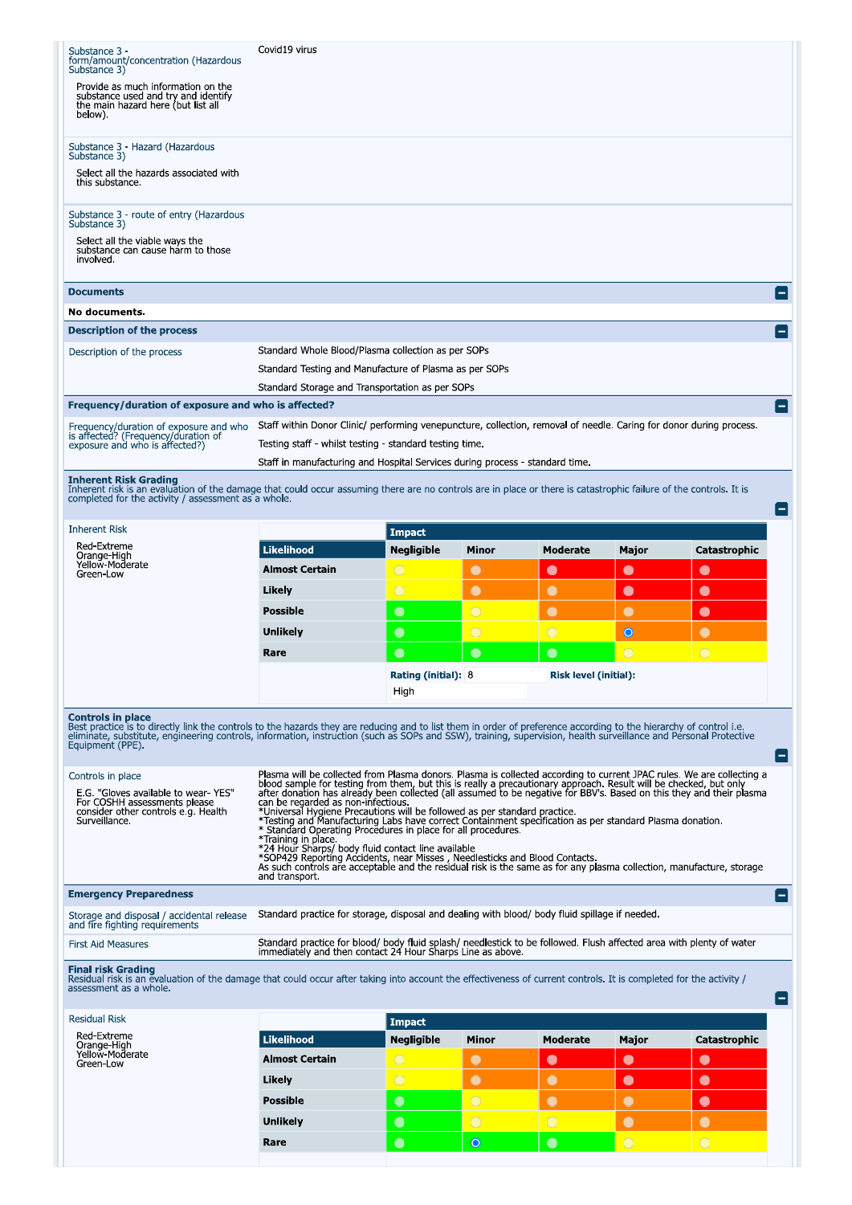| | |
|---|---|
| Substance 3 - form/amount/concentration (Hazardous Substance 3)<br><br>Provide as much information on the substance used and try and identify the main hazard here (but list all below). | Covid19 virus |
| Substance 3 - Hazard (Hazardous Substance 3)<br><br>Select all the hazards associated with this substance. | |
| Substance 3 - route of entry (Hazardous Substance 3)<br><br>Select all the viable ways the substance can cause harm to those involved. | |

## Documents

**No documents.**

## Description of the process

| | |
|---|---|
| Description of the process | Standard Whole Blood/Plasma collection as per SOPs<br>Standard Testing and Manufacture of Plasma as per SOPs<br>Standard Storage and Transportation as per SOPs |

## Frequency/duration of exposure and who is affected?

| | |
|---|---|
| Frequency/duration of exposure and who is affected? (Frequency/duration of exposure and who is affected?) | Staff within Donor Clinic/ performing venepuncture, collection, removal of needle. Caring for donor during process.<br>Testing staff - whilst testing - standard testing time.<br>Staff in manufacturing and Hospital Services during process - standard time. |

## Inherent Risk Grading

Inherent risk is an evaluation of the damage that could occur assuming there are no controls are in place or there is catastrophic failure of the controls. It is completed for the activity / assessment as a whole.

Inherent Risk

Red-Extreme
Orange-High
Yellow-Moderate
Green-Low

| Likelihood | Negligible | Minor | Moderate | Major | Catastrophic |
|---|---|---|---|---|---|
| Almost Certain | | | | | |
| Likely | | | | | |
| Possible | | | | | |
| Unlikely | | | | ● (selected) | |
| Rare | | | | | |

**Rating (initial):** 8 **Risk level (initial):** High

## Controls in place

Best practice is to directly link the controls to the hazards they are reducing and to list them in order of preference according to the hierarchy of control i.e. eliminate, substitute, engineering controls, information, instruction (such as SOPs and SSW), training, supervision, health surveillance and Personal Protective Equipment (PPE).

| | |
|---|---|
| Controls in place<br><br>E.G. "Gloves available to wear- YES" For COSHH assessments please consider other controls e.g. Health Surveillance. | Plasma will be collected from Plasma donors. Plasma is collected according to current JPAC rules. We are collecting a blood sample for testing from them, but this is really a precautionary approach. Result will be checked, but only after donation has already been collected (all assumed to be negative for BBV's. Based on this they and their plasma can be regarded as non-infectious.<br>*Universal Hygiene Precautions will be followed as per standard practice.<br>*Testing and Manufacturing Labs have correct Containment specification as per standard Plasma donation.<br>* Standard Operating Procedures in place for all procedures.<br>*Training in place.<br>*24 Hour Sharps/ body fluid contact line available<br>*SOP429 Reporting Accidents, near Misses , Needlesticks and Blood Contacts.<br>As such controls are acceptable and the residual risk is the same as for any plasma collection, manufacture, storage and transport. |

## Emergency Preparedness

| | |
|---|---|
| Storage and disposal / accidental release and fire fighting requirements | Standard practice for storage, disposal and dealing with blood/ body fluid spillage if needed. |
| First Aid Measures | Standard practice for blood/ body fluid splash/ needlestick to be followed. Flush affected area with plenty of water immediately and then contact 24 Hour Sharps Line as above. |

## Final risk Grading

Residual risk is an evaluation of the damage that could occur after taking into account the effectiveness of current controls. It is completed for the activity / assessment as a whole.

Residual Risk

Red-Extreme
Orange-High
Yellow-Moderate
Green-Low

| Likelihood | Negligible | Minor | Moderate | Major | Catastrophic |
|---|---|---|---|---|---|
| Almost Certain | | | | | |
| Likely | | | | | |
| Possible | | | | | |
| Unlikely | | | | | |
| Rare | | ● (selected) | | | |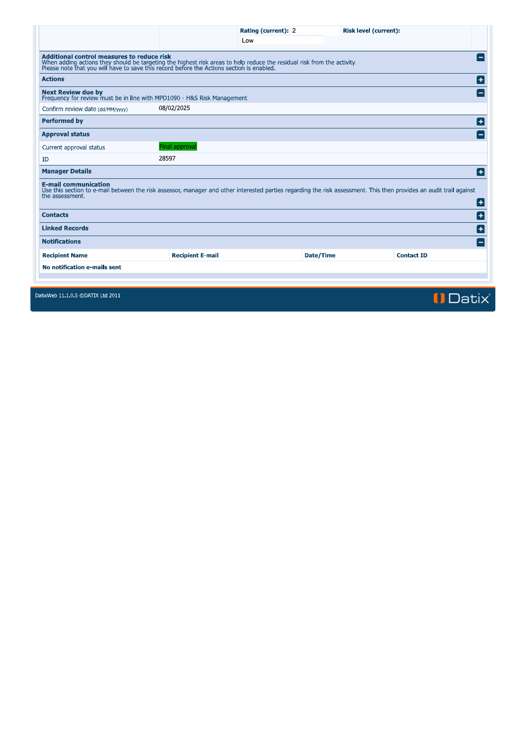| | | |
|---|---|---|
| | **Rating (current):** 2<br>Low | **Risk level (current):** |

**Additional control measures to reduce risk**
When adding actions they should be targeting the highest risk areas to help reduce the residual risk from the activity.
Please note that you will have to save this record before the Actions section is enabled.

**Actions**

**Next Review due by**
Frequency for review must be in line with MPD1090 - H&S Risk Management

| | |
|---|---|
| Confirm review date (dd/MM/yyyy) | 08/02/2025 |

**Performed by**

**Approval status**

| | |
|---|---|
| Current approval status | Final approval |
| ID | 28597 |

**Manager Details**

**E-mail communication**
Use this section to e-mail between the risk assessor, manager and other interested parties regarding the risk assessment. This then provides an audit trail against the assessment.

**Contacts**

**Linked Records**

**Notifications**

| Recipient Name | Recipient E-mail | Date/Time | Contact ID |
|---|---|---|---|
| **No notification e-mails sent** | | | |

DatixWeb 11.1.0.5 ©DATIX Ltd 2011

Datix